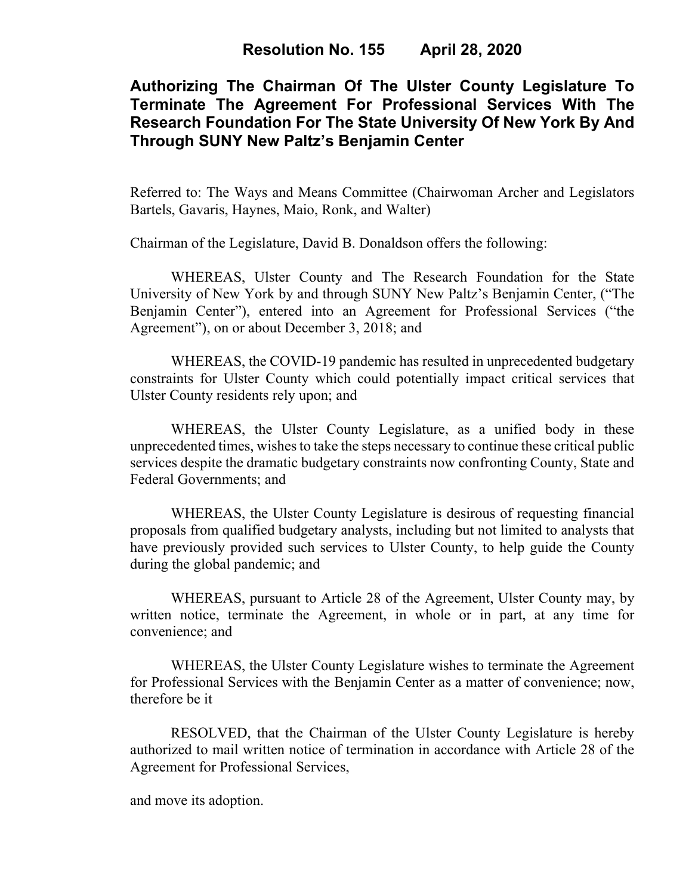**Resolution No. 155 April 28, 2020**

# Authorizing The Chairman Of The Ulster County Legislature To Terminate The Agreement For Professional Services With The Research Foundation For The State University Of New York By And Through SUNY New Paltz's Benjamin Center

Referred to: The Ways and Means Committee (Chairwoman Archer and Legislators Bartels, Gavaris, Haynes, Maio, Ronk, and Walter)

Chairman of the Legislature, David B. Donaldson offers the following:

WHEREAS, Ulster County and The Research Foundation for the State University of New York by and through SUNY New Paltz's Benjamin Center, ("The Benjamin Center"), entered into an Agreement for Professional Services ("the Agreement"), on or about December 3, 2018; and

WHEREAS, the COVID-19 pandemic has resulted in unprecedented budgetary constraints for Ulster County which could potentially impact critical services that Ulster County residents rely upon; and

WHEREAS, the Ulster County Legislature, as a unified body in these unprecedented times, wishes to take the steps necessary to continue these critical public services despite the dramatic budgetary constraints now confronting County, State and Federal Governments; and

WHEREAS, the Ulster County Legislature is desirous of requesting financial proposals from qualified budgetary analysts, including but not limited to analysts that have previously provided such services to Ulster County, to help guide the County during the global pandemic; and

WHEREAS, pursuant to Article 28 of the Agreement, Ulster County may, by written notice, terminate the Agreement, in whole or in part, at any time for convenience; and

WHEREAS, the Ulster County Legislature wishes to terminate the Agreement for Professional Services with the Benjamin Center as a matter of convenience; now, therefore be it

RESOLVED, that the Chairman of the Ulster County Legislature is hereby authorized to mail written notice of termination in accordance with Article 28 of the Agreement for Professional Services,

and move its adoption.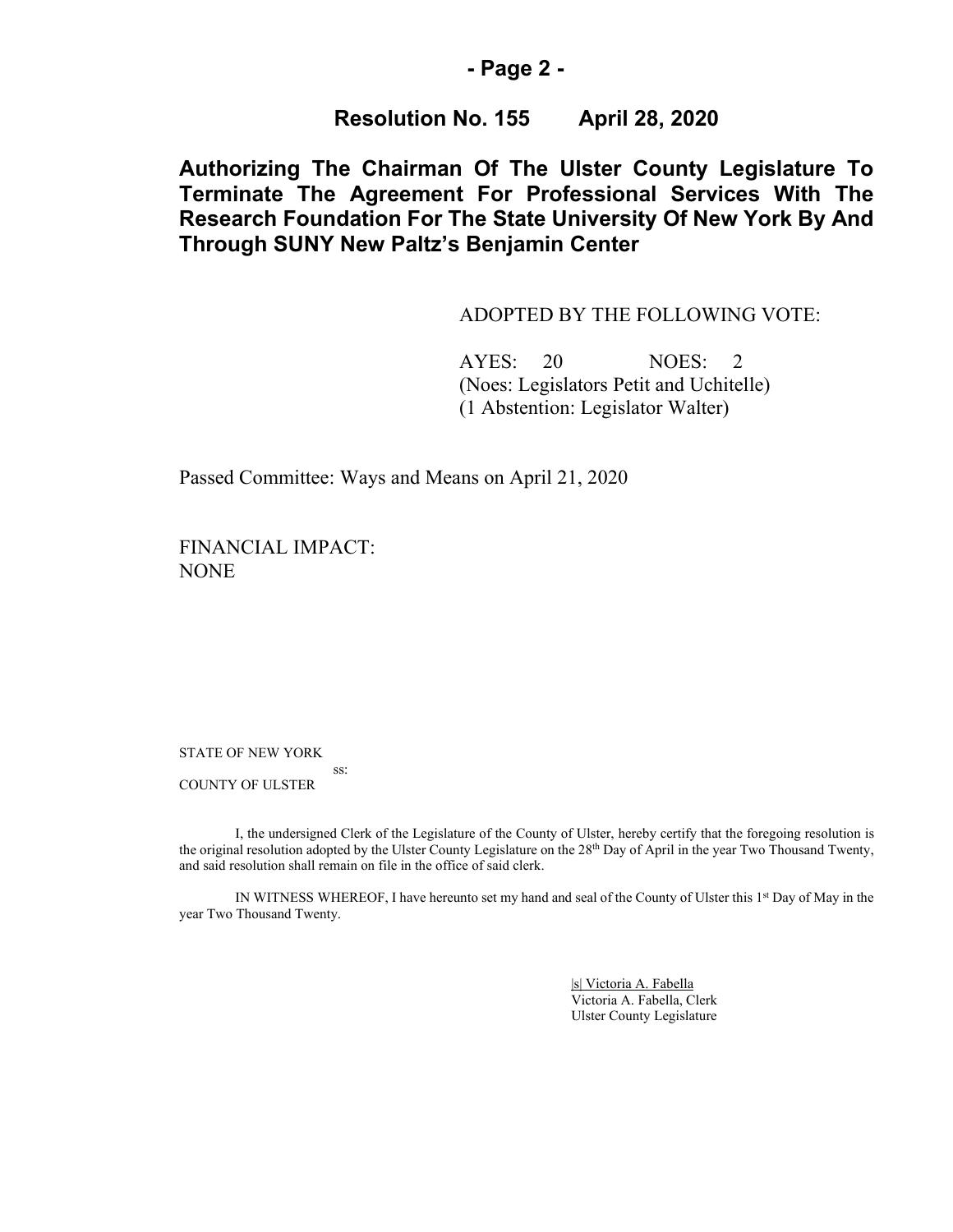## Resolution No. 155 April 28, 2020

**Authorizing The Chairman Of The Ulster County Legislature To Terminate The Agreement For Professional Services With The Research Foundation For The State University Of New York By And Through SUNY New Paltz's Benjamin Center**

ADOPTED BY THE FOLLOWING VOTE:

AYES: 20 NOES: 2
(Noes: Legislators Petit and Uchitelle)
(1 Abstention: Legislator Walter)

Passed Committee: Ways and Means on April 21, 2020

FINANCIAL IMPACT:
NONE

STATE OF NEW YORK
ss:
COUNTY OF ULSTER

I, the undersigned Clerk of the Legislature of the County of Ulster, hereby certify that the foregoing resolution is the original resolution adopted by the Ulster County Legislature on the 28th Day of April in the year Two Thousand Twenty, and said resolution shall remain on file in the office of said clerk.

IN WITNESS WHEREOF, I have hereunto set my hand and seal of the County of Ulster this 1st Day of May in the year Two Thousand Twenty.

|s| Victoria A. Fabella
Victoria A. Fabella, Clerk
Ulster County Legislature